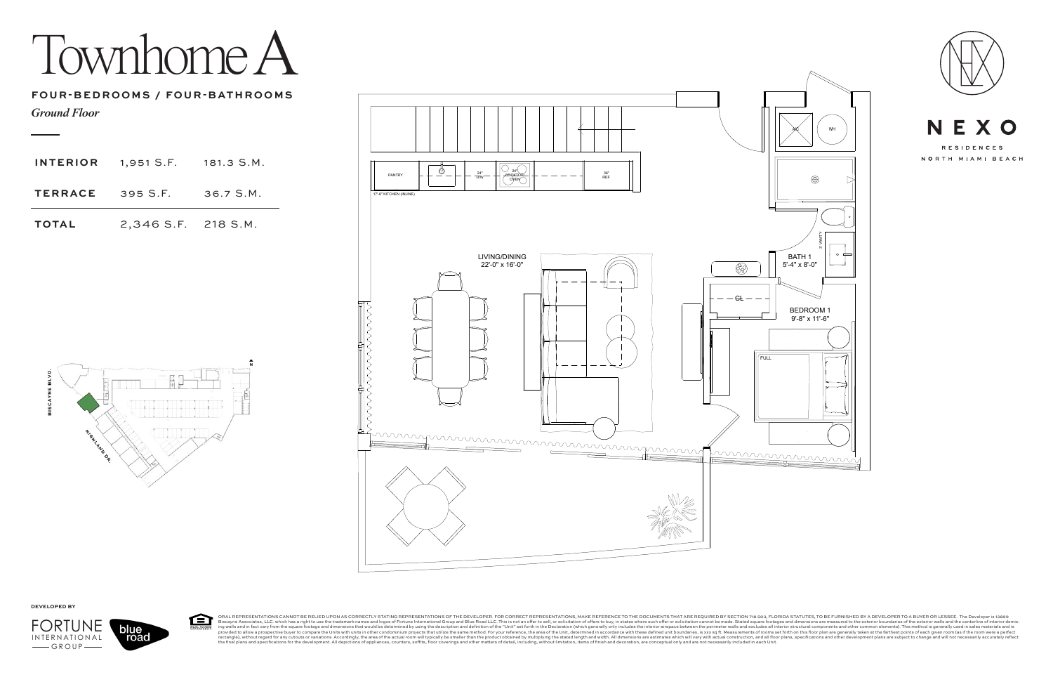# Townhome A

## FOUR-BEDROOMS / FOUR-BATHROOMS

*Ground Floor*

| | | |
|---|---|---|
| **INTERIOR** | 1,951 S.F. | 181.3 S.M. |
| **TERRACE** | 395 S.F. | 36.7 S.M. |
| **TOTAL** | 2,346 S.F. | 218 S.M. |

PANTRY

24" D/W

24" COOKTOP/ OVEN

36" REF.

17'-6" KITCHEN (INLINE)

LIVING/DINING
22'-0" x 16'-0"

A/C

WH

BATH 1
5'-4" x 8'-0"

3' VANITY

CL

BEDROOM 1
9'-8" x 11'-6"

FULL

BISCAYNE BLVD.

HIGHLAND DR.

N

**NEXO**

RESIDENCES

NORTH MIAMI BEACH

DEVELOPED BY

FORTUNE INTERNATIONAL GROUP

blue road

ORAL REPRESENTATIONS CANNOT BE RELIED UPON AS CORRECTLY STATING REPRESENTATIONS OF THE DEVELOPER. FOR CORRECT REPRESENTATIONS, MAKE REFERENCE TO THE DOCUMENTS THAT ARE REQUIRED BY SECTION 718.503, FLORIDA STATUTES, TO BE FURNISHED BY A DEVELOPER TO A BUYER OR LESSEE. The Developer is 13899 Biscayne Associates, LLC. which has a right to use the trademark names and logos of Fortune International Group and Blue Road LLC. This is not an offer to sell, or solicitation of offers to buy, in states where such offer or solicitation cannot be made. Stated square footages and dimensions are measured to the exterior boundaries of the exterior walls and the centerline of interior demising walls and in fact vary from the square footage and dimensions that would be determined by using the description and definition of the "Unit" set forth in the Declaration (which generally only includes the interior airspace between the perimeter walls and excludes all interior structural components and other common elements). This method is generally used in sales materials and is provided to allow a prospective buyer to compare the Units with units in other condominium projects that utilize the same method. For your reference, the area of the Unit, determined in accordance with these defined unit boundaries, is xxx sq ft. Measurements of rooms set forth on this floor plan are generally taken at the farthest points of each given room (as if the room were a perfect rectangle), without regard for any cutouts or variations. Accordingly, the area of the actual room will typically be smaller than the product obtained by multiplying the stated length and width. All dimensions are estimates which will vary with actual construction, and all floor plans, specifications and other development plans are subject to change and will not necessarily accurately reflect the final plans and specifications for the development. All depictions of appliances, counters, soffits, floor coverings and other matters of detail, including, without limitation, items of finish and decoration, are conceptual only and are not necessarily included in each Unit.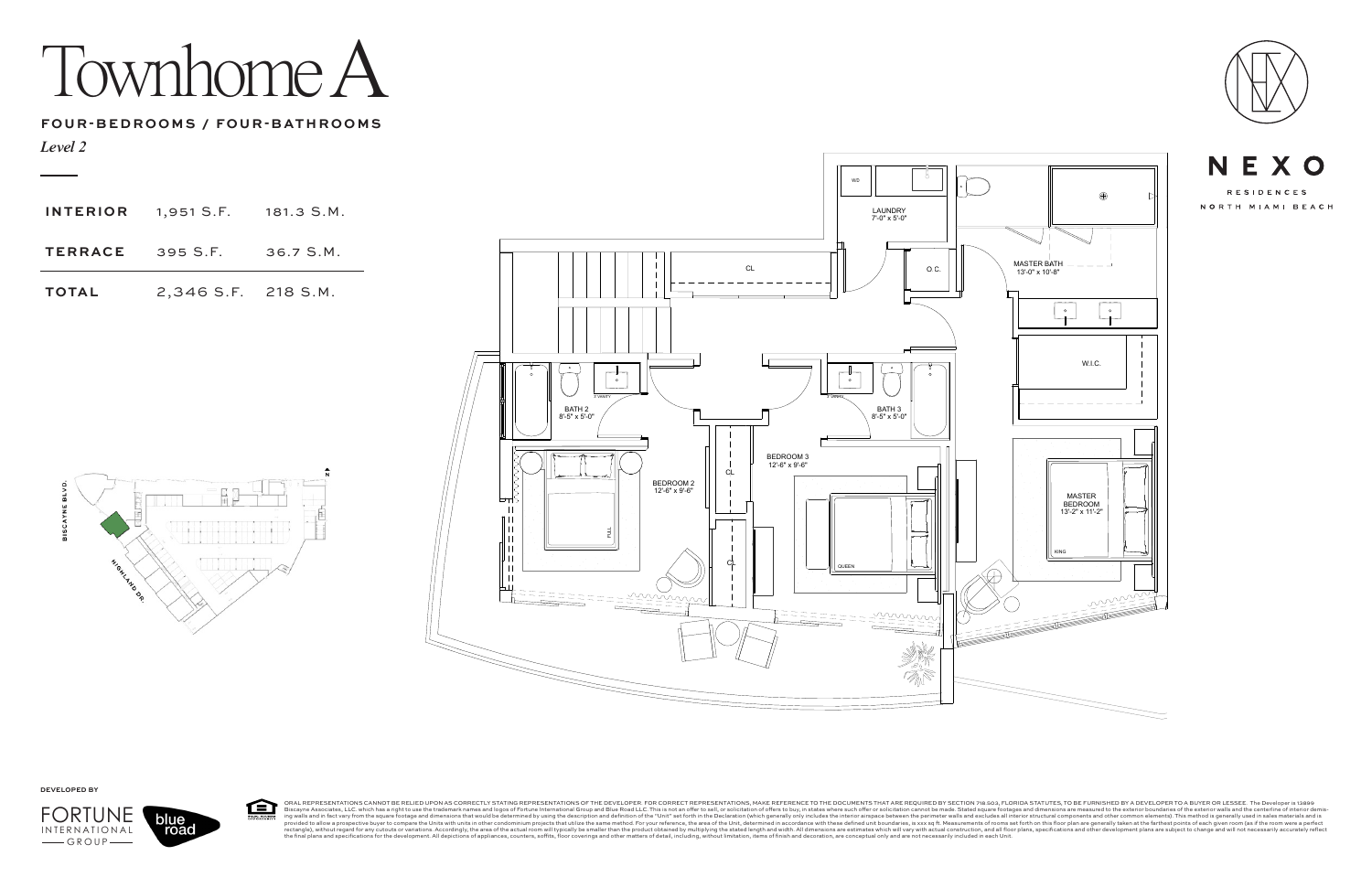# Townhome A

## FOUR-BEDROOMS / FOUR-BATHROOMS

*Level 2*

| | | |
|---|---|---|
| **INTERIOR** | 1,951 S.F. | 181.3 S.M. |
| **TERRACE** | 395 S.F. | 36.7 S.M. |
| **TOTAL** | 2,346 S.F. | 218 S.M. |

LAUNDRY
7'-0" x 5'-0"

MASTER BATH
13'-0" x 10'-8"

BATH 2
8'-5" x 5'-0"

BATH 3
8'-5" x 5'-0"

BEDROOM 2
12'-6" x 9'-6"

BEDROOM 3
12'-6" x 9'-6"

MASTER BEDROOM
13'-2" x 11'-2"

BISCAYNE BLVD.

HIGHLAND DR.

NEXO
RESIDENCES
NORTH MIAMI BEACH

DEVELOPED BY

FORTUNE INTERNATIONAL GROUP

blue road

ORAL REPRESENTATIONS CANNOT BE RELIED UPON AS CORRECTLY STATING REPRESENTATIONS OF THE DEVELOPER. FOR CORRECT REPRESENTATIONS, MAKE REFERENCE TO THE DOCUMENTS THAT ARE REQUIRED BY SECTION 718.503, FLORIDA STATUTES, TO BE FURNISHED BY A DEVELOPER TO A BUYER OR LESSEE. The Developer is 13899 Biscayne Associates, LLC. which has a right to use the trademark names and logos of Fortune International Group and Blue Road LLC. This is not an offer to sell, or solicitation of offers to buy, in states where such offer or solicitation cannot be made. Stated square footages and dimensions are measured to the exterior boundaries of the exterior walls and the centerline of interior demising walls and in fact vary from the square footage and dimensions that would be determined by using the description and definition of the "Unit" set forth in the Declaration (which generally only includes the interior airspace between the perimeter walls and excludes all interior structural components and other common elements). This method is generally used in sales materials and is provided to allow a prospective buyer to compare the Units with units in other condominium projects that utilize the same method. For your reference, the area of the Unit, determined in accordance with these defined unit boundaries, is xxx sq ft. Measurements of rooms set forth on this floor plan are generally taken at the farthest points of each given room (as if the room were a perfect rectangle), without regard for any cutouts or variations. Accordingly, the area of the actual room will typically be smaller than the product obtained by multiplying the stated length and width. All dimensions are estimates which will vary with actual construction, and all floor plans, specifications and other development plans are subject to change and will not necessarily accurately reflect the final plans and specifications for the development. All depictions of appliances, counters, soffits, floor coverings and other matters of detail, including, without limitation, items of finish and decoration, are conceptual only and are not necessarily included in each Unit.